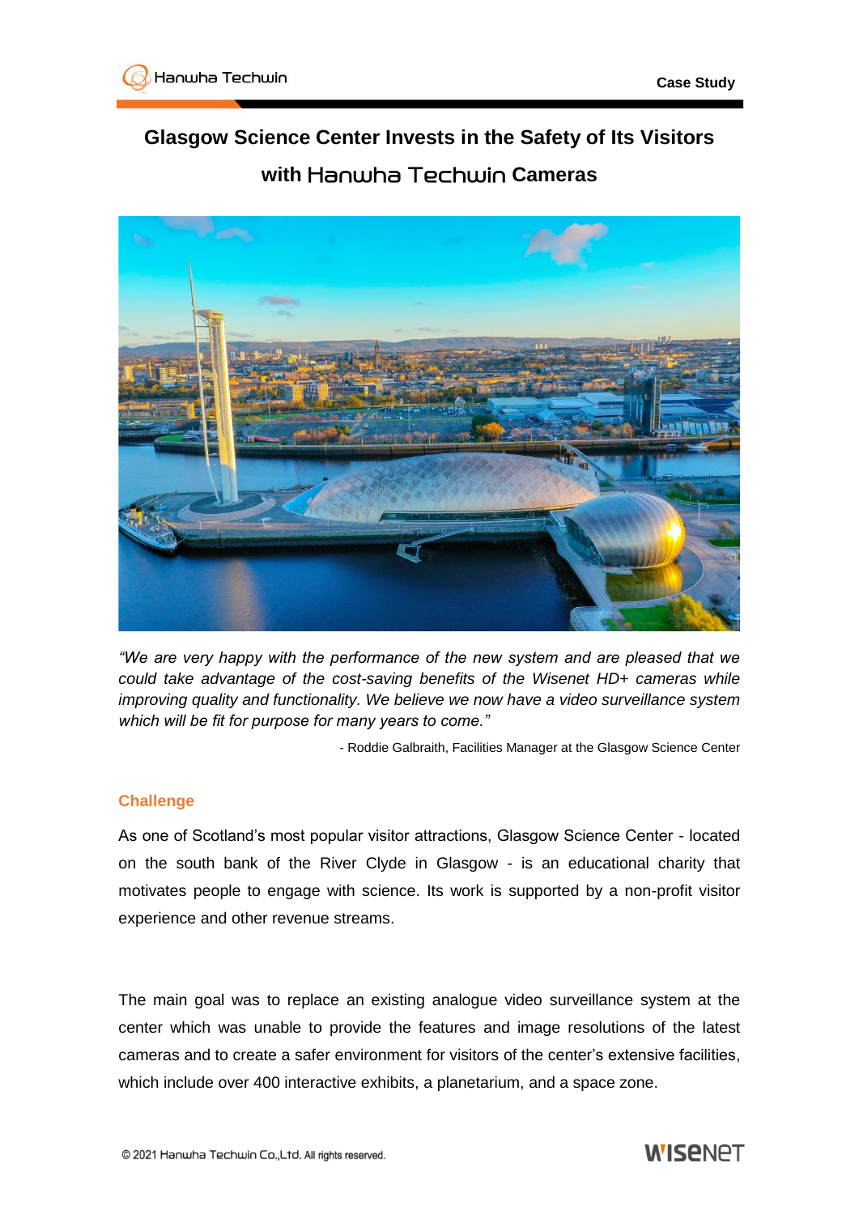# Glasgow Science Center Invests in the Safety of Its Visitors with Hanwha Techwin Cameras

*"We are very happy with the performance of the new system and are pleased that we could take advantage of the cost-saving benefits of the Wisenet HD+ cameras while improving quality and functionality. We believe we now have a video surveillance system which will be fit for purpose for many years to come."*

- Roddie Galbraith, Facilities Manager at the Glasgow Science Center

## Challenge

As one of Scotland's most popular visitor attractions, Glasgow Science Center - located on the south bank of the River Clyde in Glasgow - is an educational charity that motivates people to engage with science. Its work is supported by a non-profit visitor experience and other revenue streams.

The main goal was to replace an existing analogue video surveillance system at the center which was unable to provide the features and image resolutions of the latest cameras and to create a safer environment for visitors of the center's extensive facilities, which include over 400 interactive exhibits, a planetarium, and a space zone.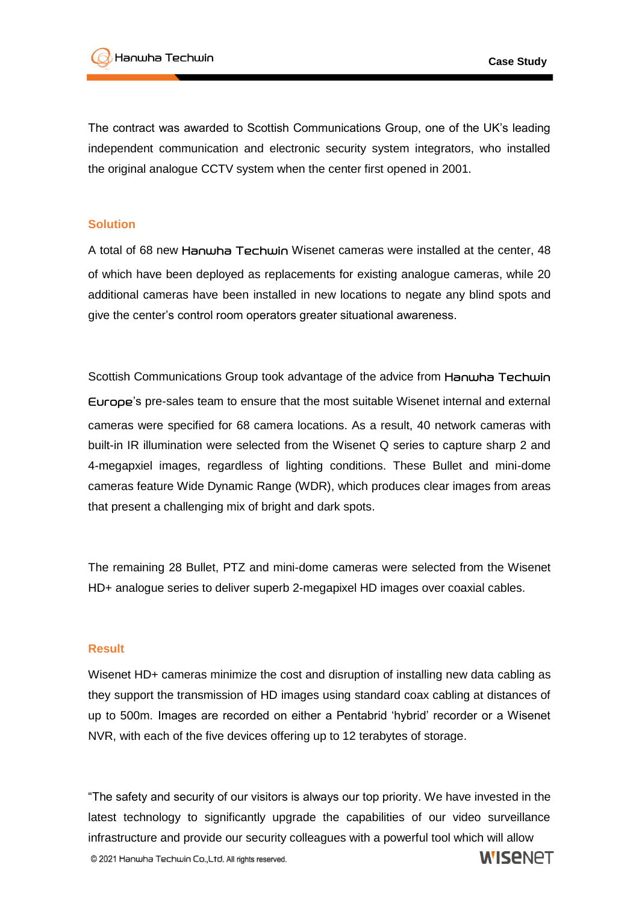The contract was awarded to Scottish Communications Group, one of the UK's leading independent communication and electronic security system integrators, who installed the original analogue CCTV system when the center first opened in 2001.

## Solution

A total of 68 new Hanwha Techwin Wisenet cameras were installed at the center, 48 of which have been deployed as replacements for existing analogue cameras, while 20 additional cameras have been installed in new locations to negate any blind spots and give the center's control room operators greater situational awareness.

Scottish Communications Group took advantage of the advice from Hanwha Techwin Europe's pre-sales team to ensure that the most suitable Wisenet internal and external cameras were specified for 68 camera locations. As a result, 40 network cameras with built-in IR illumination were selected from the Wisenet Q series to capture sharp 2 and 4-megapxiel images, regardless of lighting conditions. These Bullet and mini-dome cameras feature Wide Dynamic Range (WDR), which produces clear images from areas that present a challenging mix of bright and dark spots.

The remaining 28 Bullet, PTZ and mini-dome cameras were selected from the Wisenet HD+ analogue series to deliver superb 2-megapixel HD images over coaxial cables.

## Result

Wisenet HD+ cameras minimize the cost and disruption of installing new data cabling as they support the transmission of HD images using standard coax cabling at distances of up to 500m. Images are recorded on either a Pentabrid 'hybrid' recorder or a Wisenet NVR, with each of the five devices offering up to 12 terabytes of storage.

"The safety and security of our visitors is always our top priority. We have invested in the latest technology to significantly upgrade the capabilities of our video surveillance infrastructure and provide our security colleagues with a powerful tool which will allow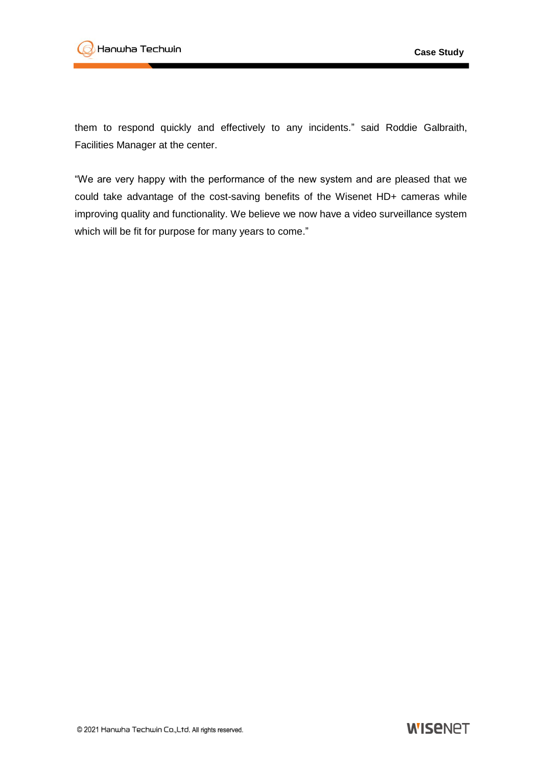them to respond quickly and effectively to any incidents." said Roddie Galbraith, Facilities Manager at the center.

"We are very happy with the performance of the new system and are pleased that we could take advantage of the cost-saving benefits of the Wisenet HD+ cameras while improving quality and functionality. We believe we now have a video surveillance system which will be fit for purpose for many years to come."